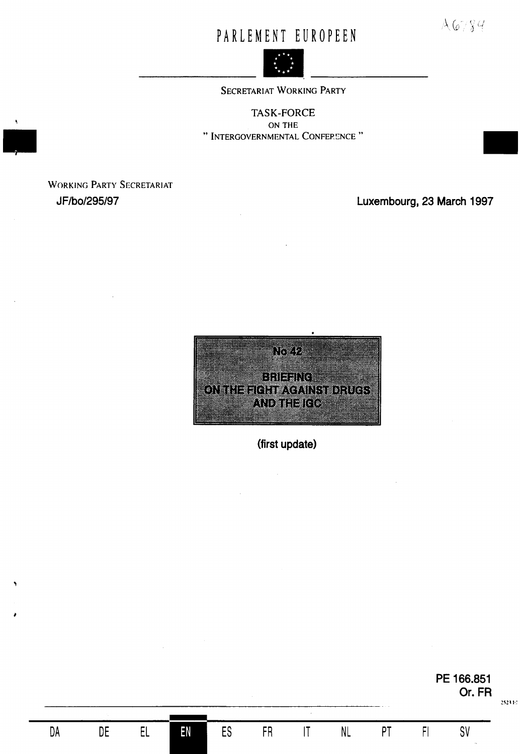# PARLEMENT EUROPEEN

SECRETARIAT WORKING PARTY

TASK-FORCE
ON THE
" INTERGOVERNMENTAL CONFERENCE "

WORKING PARTY SECRETARIAT

JF/bo/295/97

Luxembourg, 23 March 1997

**No 42**

**BRIEFING**
**ON THE FIGHT AGAINST DRUGS**
**AND THE IGC**

**(first update)**

**PE 166.851**
**Or. FR**

DA DE EL **EN** ES FR IT NL PT FI SV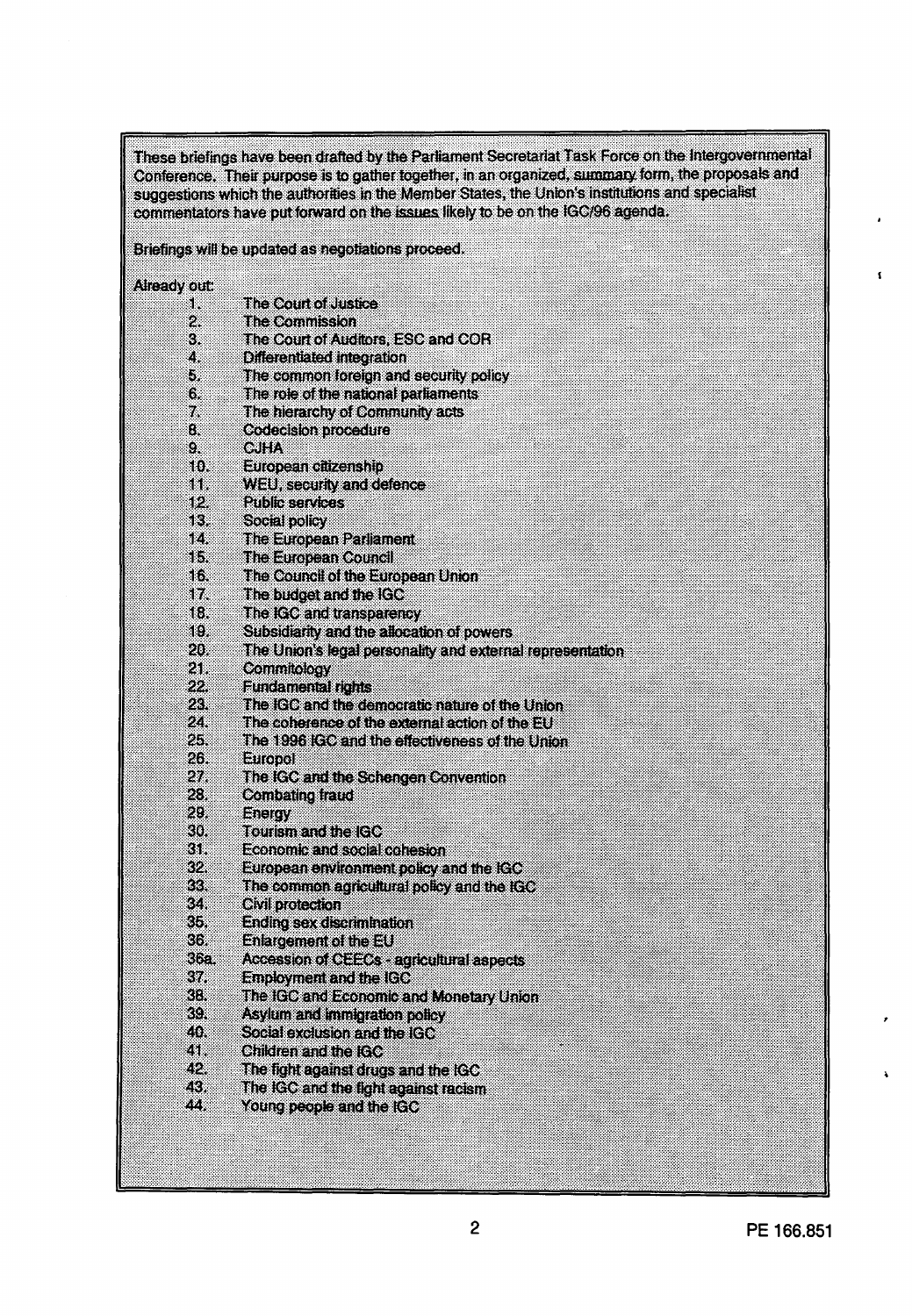These briefings have been drafted by the Parliament Secretariat Task Force on the Intergovernmental Conference. Their purpose is to gather together, in an organized, summary form, the proposals and suggestions which the authorities in the Member States, the Union's institutions and specialist commentators have put forward on the issues likely to be on the IGC/96 agenda.

Briefings will be updated as negotiations proceed.

Already out:

1. The Court of Justice
2. The Commission
3. The Court of Auditors, ESC and COR
4. Differentiated integration
5. The common foreign and security policy
6. The role of the national parliaments
7. The hierarchy of Community acts
8. Codecision procedure
9. CJHA
10. European citizenship
11. WEU, security and defence
12. Public services
13. Social policy
14. The European Parliament
15. The European Council
16. The Council of the European Union
17. The budget and the IGC
18. The IGC and transparency
19. Subsidiarity and the allocation of powers
20. The Union's legal personality and external representation
21. Commitology
22. Fundamental rights
23. The IGC and the democratic nature of the Union
24. The coherence of the external action of the EU
25. The 1996 IGC and the effectiveness of the Union
26. Europol
27. The IGC and the Schengen Convention
28. Combating fraud
29. Energy
30. Tourism and the IGC
31. Economic and social cohesion
32. European environment policy and the IGC
33. The common agricultural policy and the IGC
34. Civil protection
35. Ending sex discrimination
36. Enlargement of the EU

36a. Accession of CEECs - agricultural aspects

37. Employment and the IGC
38. The IGC and Economic and Monetary Union
39. Asylum and immigration policy
40. Social exclusion and the IGC
41. Children and the IGC
42. The fight against drugs and the IGC
43. The IGC and the fight against racism
44. Young people and the IGC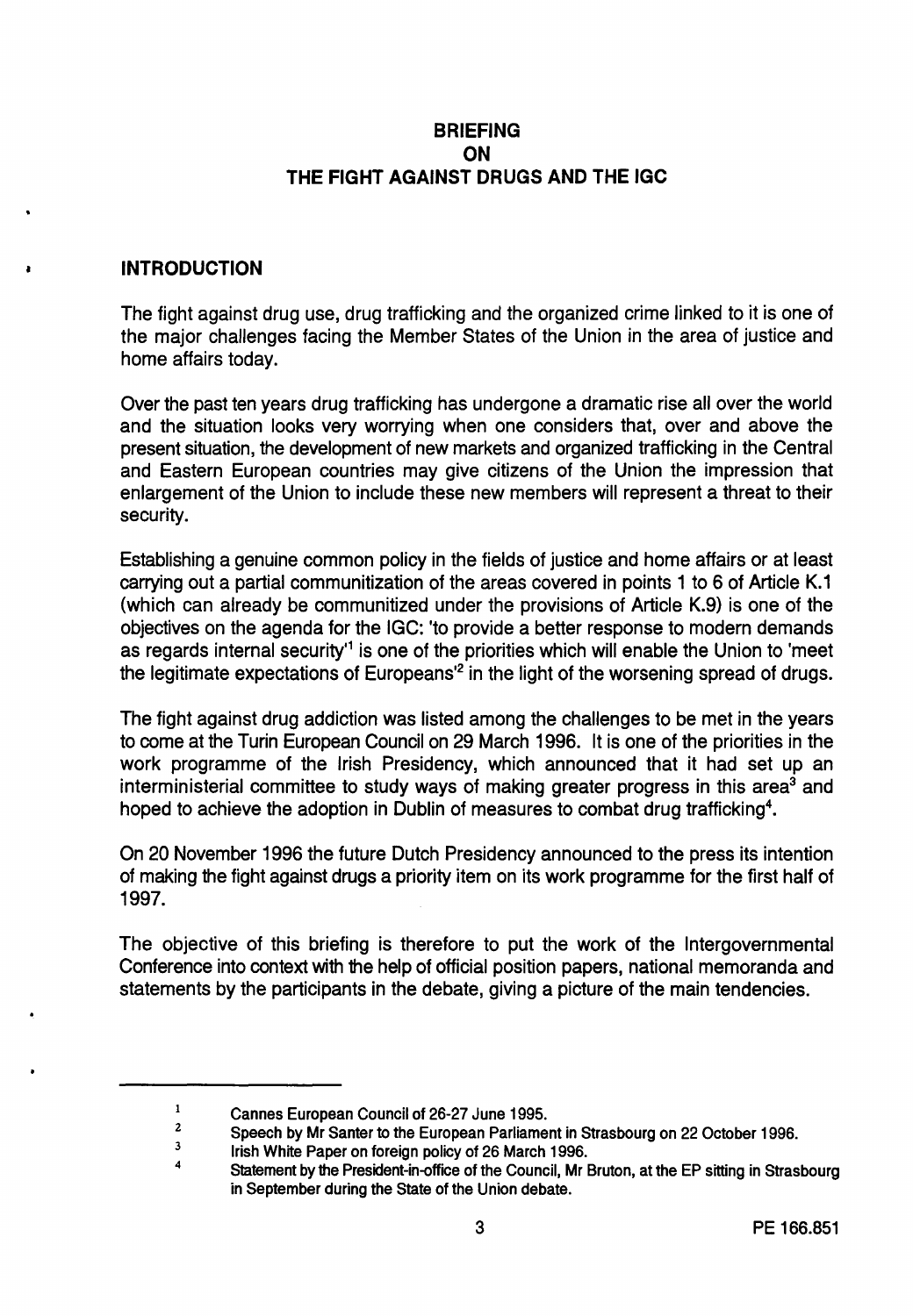# BRIEFING
# ON
# THE FIGHT AGAINST DRUGS AND THE IGC

## INTRODUCTION

The fight against drug use, drug trafficking and the organized crime linked to it is one of the major challenges facing the Member States of the Union in the area of justice and home affairs today.

Over the past ten years drug trafficking has undergone a dramatic rise all over the world and the situation looks very worrying when one considers that, over and above the present situation, the development of new markets and organized trafficking in the Central and Eastern European countries may give citizens of the Union the impression that enlargement of the Union to include these new members will represent a threat to their security.

Establishing a genuine common policy in the fields of justice and home affairs or at least carrying out a partial communitization of the areas covered in points 1 to 6 of Article K.1 (which can already be communitized under the provisions of Article K.9) is one of the objectives on the agenda for the IGC: 'to provide a better response to modern demands as regards internal security'[1] is one of the priorities which will enable the Union to 'meet the legitimate expectations of Europeans'[2] in the light of the worsening spread of drugs.

The fight against drug addiction was listed among the challenges to be met in the years to come at the Turin European Council on 29 March 1996. It is one of the priorities in the work programme of the Irish Presidency, which announced that it had set up an interministerial committee to study ways of making greater progress in this area[3] and hoped to achieve the adoption in Dublin of measures to combat drug trafficking[4].

On 20 November 1996 the future Dutch Presidency announced to the press its intention of making the fight against drugs a priority item on its work programme for the first half of 1997.

The objective of this briefing is therefore to put the work of the Intergovernmental Conference into context with the help of official position papers, national memoranda and statements by the participants in the debate, giving a picture of the main tendencies.

---

[1] Cannes European Council of 26-27 June 1995.

[2] Speech by Mr Santer to the European Parliament in Strasbourg on 22 October 1996.

[3] Irish White Paper on foreign policy of 26 March 1996.

[4] Statement by the President-in-office of the Council, Mr Bruton, at the EP sitting in Strasbourg in September during the State of the Union debate.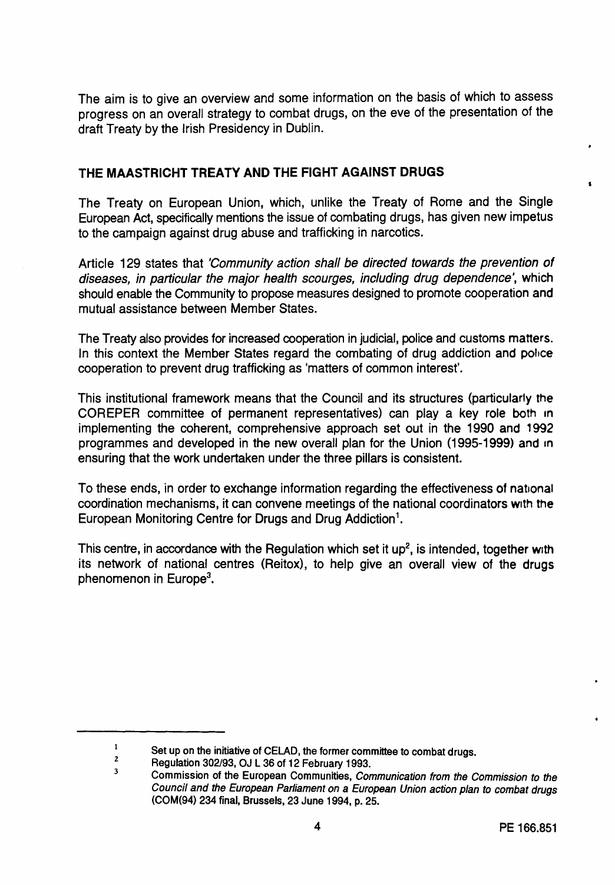The aim is to give an overview and some information on the basis of which to assess progress on an overall strategy to combat drugs, on the eve of the presentation of the draft Treaty by the Irish Presidency in Dublin.

## THE MAASTRICHT TREATY AND THE FIGHT AGAINST DRUGS

The Treaty on European Union, which, unlike the Treaty of Rome and the Single European Act, specifically mentions the issue of combating drugs, has given new impetus to the campaign against drug abuse and trafficking in narcotics.

Article 129 states that *'Community action shall be directed towards the prevention of diseases, in particular the major health scourges, including drug dependence'*, which should enable the Community to propose measures designed to promote cooperation and mutual assistance between Member States.

The Treaty also provides for increased cooperation in judicial, police and customs matters. In this context the Member States regard the combating of drug addiction and police cooperation to prevent drug trafficking as 'matters of common interest'.

This institutional framework means that the Council and its structures (particularly the COREPER committee of permanent representatives) can play a key role both in implementing the coherent, comprehensive approach set out in the 1990 and 1992 programmes and developed in the new overall plan for the Union (1995-1999) and in ensuring that the work undertaken under the three pillars is consistent.

To these ends, in order to exchange information regarding the effectiveness of national coordination mechanisms, it can convene meetings of the national coordinators with the European Monitoring Centre for Drugs and Drug Addiction[1].

This centre, in accordance with the Regulation which set it up[2], is intended, together with its network of national centres (Reitox), to help give an overall view of the drugs phenomenon in Europe[3].

---

[1] Set up on the initiative of CELAD, the former committee to combat drugs.

[2] Regulation 302/93, OJ L 36 of 12 February 1993.

[3] Commission of the European Communities, *Communication from the Commission to the Council and the European Parliament on a European Union action plan to combat drugs* (COM(94) 234 final, Brussels, 23 June 1994, p. 25.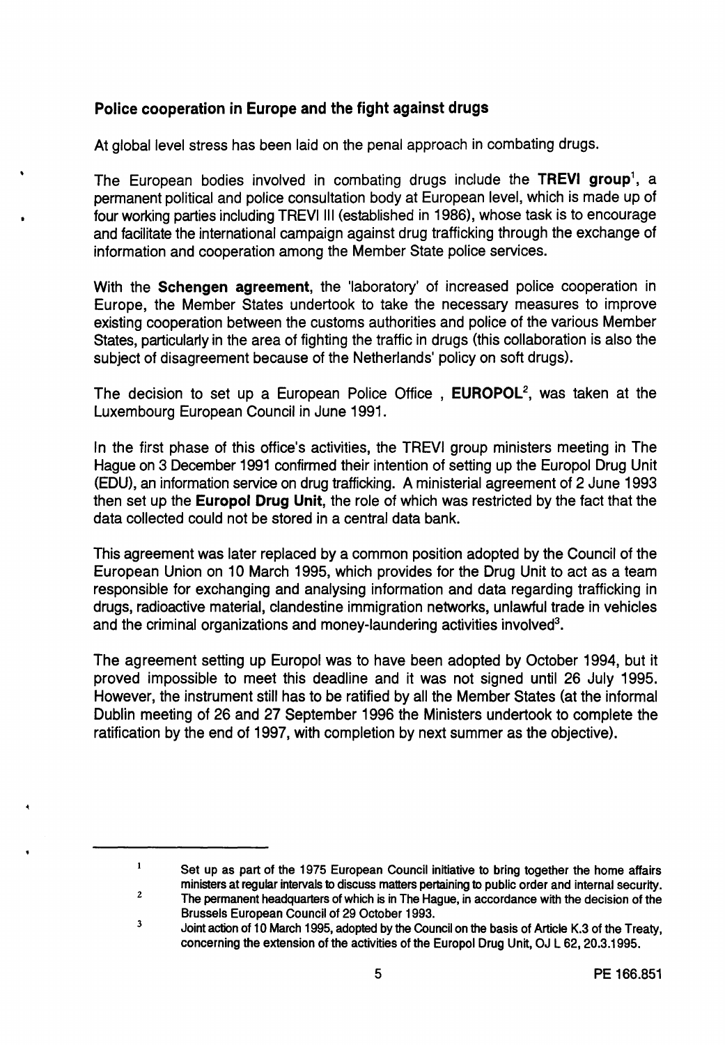## Police cooperation in Europe and the fight against drugs

At global level stress has been laid on the penal approach in combating drugs.

The European bodies involved in combating drugs include the **TREVI group**[1], a permanent political and police consultation body at European level, which is made up of four working parties including TREVI III (established in 1986), whose task is to encourage and facilitate the international campaign against drug trafficking through the exchange of information and cooperation among the Member State police services.

With the **Schengen agreement**, the 'laboratory' of increased police cooperation in Europe, the Member States undertook to take the necessary measures to improve existing cooperation between the customs authorities and police of the various Member States, particularly in the area of fighting the traffic in drugs (this collaboration is also the subject of disagreement because of the Netherlands' policy on soft drugs).

The decision to set up a European Police Office , **EUROPOL**[2], was taken at the Luxembourg European Council in June 1991.

In the first phase of this office's activities, the TREVI group ministers meeting in The Hague on 3 December 1991 confirmed their intention of setting up the Europol Drug Unit (EDU), an information service on drug trafficking. A ministerial agreement of 2 June 1993 then set up the **Europol Drug Unit**, the role of which was restricted by the fact that the data collected could not be stored in a central data bank.

This agreement was later replaced by a common position adopted by the Council of the European Union on 10 March 1995, which provides for the Drug Unit to act as a team responsible for exchanging and analysing information and data regarding trafficking in drugs, radioactive material, clandestine immigration networks, unlawful trade in vehicles and the criminal organizations and money-laundering activities involved[3].

The agreement setting up Europol was to have been adopted by October 1994, but it proved impossible to meet this deadline and it was not signed until 26 July 1995. However, the instrument still has to be ratified by all the Member States (at the informal Dublin meeting of 26 and 27 September 1996 the Ministers undertook to complete the ratification by the end of 1997, with completion by next summer as the objective).

---

[1] Set up as part of the 1975 European Council initiative to bring together the home affairs ministers at regular intervals to discuss matters pertaining to public order and internal security.

[2] The permanent headquarters of which is in The Hague, in accordance with the decision of the Brussels European Council of 29 October 1993.

[3] Joint action of 10 March 1995, adopted by the Council on the basis of Article K.3 of the Treaty, concerning the extension of the activities of the Europol Drug Unit, OJ L 62, 20.3.1995.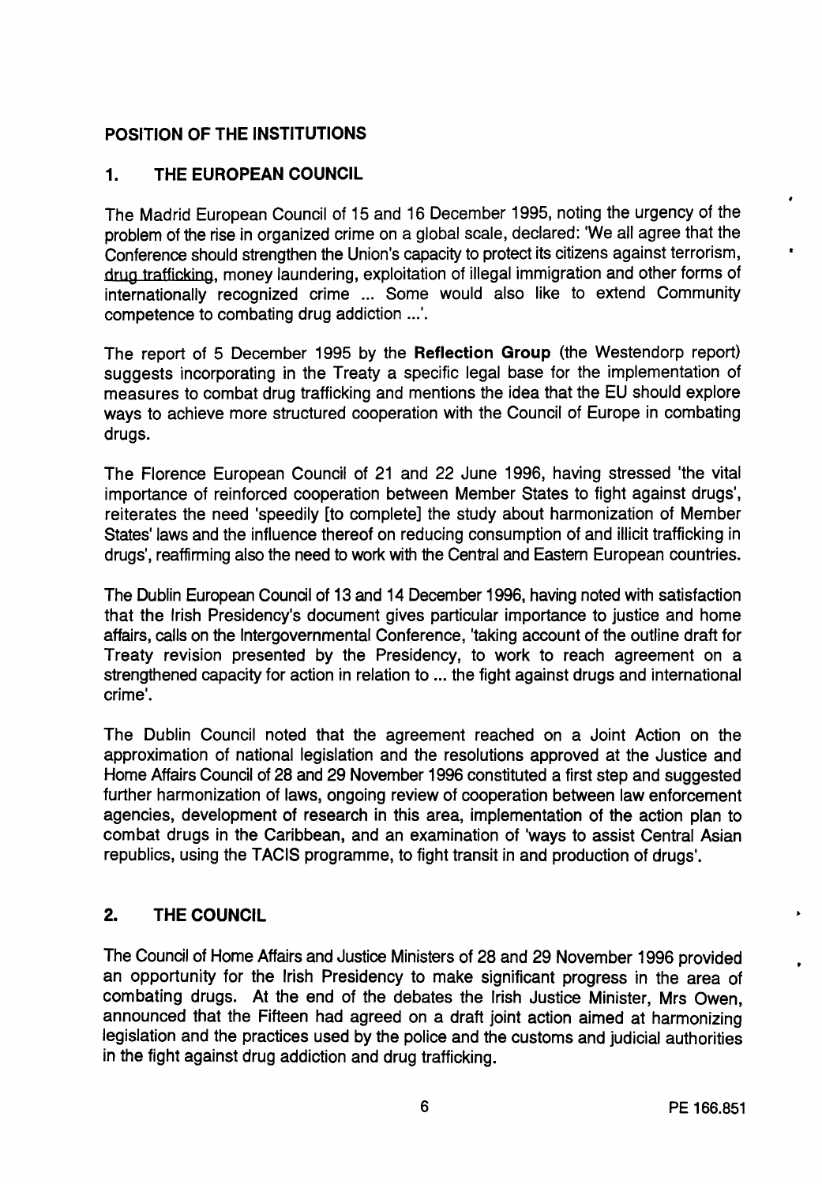## POSITION OF THE INSTITUTIONS

### 1. THE EUROPEAN COUNCIL

The Madrid European Council of 15 and 16 December 1995, noting the urgency of the problem of the rise in organized crime on a global scale, declared: 'We all agree that the Conference should strengthen the Union's capacity to protect its citizens against terrorism, drug trafficking, money laundering, exploitation of illegal immigration and other forms of internationally recognized crime ... Some would also like to extend Community competence to combating drug addiction ...'.

The report of 5 December 1995 by the **Reflection Group** (the Westendorp report) suggests incorporating in the Treaty a specific legal base for the implementation of measures to combat drug trafficking and mentions the idea that the EU should explore ways to achieve more structured cooperation with the Council of Europe in combating drugs.

The Florence European Council of 21 and 22 June 1996, having stressed 'the vital importance of reinforced cooperation between Member States to fight against drugs', reiterates the need 'speedily [to complete] the study about harmonization of Member States' laws and the influence thereof on reducing consumption of and illicit trafficking in drugs', reaffirming also the need to work with the Central and Eastern European countries.

The Dublin European Council of 13 and 14 December 1996, having noted with satisfaction that the Irish Presidency's document gives particular importance to justice and home affairs, calls on the Intergovernmental Conference, 'taking account of the outline draft for Treaty revision presented by the Presidency, to work to reach agreement on a strengthened capacity for action in relation to ... the fight against drugs and international crime'.

The Dublin Council noted that the agreement reached on a Joint Action on the approximation of national legislation and the resolutions approved at the Justice and Home Affairs Council of 28 and 29 November 1996 constituted a first step and suggested further harmonization of laws, ongoing review of cooperation between law enforcement agencies, development of research in this area, implementation of the action plan to combat drugs in the Caribbean, and an examination of 'ways to assist Central Asian republics, using the TACIS programme, to fight transit in and production of drugs'.

### 2. THE COUNCIL

The Council of Home Affairs and Justice Ministers of 28 and 29 November 1996 provided an opportunity for the Irish Presidency to make significant progress in the area of combating drugs. At the end of the debates the Irish Justice Minister, Mrs Owen, announced that the Fifteen had agreed on a draft joint action aimed at harmonizing legislation and the practices used by the police and the customs and judicial authorities in the fight against drug addiction and drug trafficking.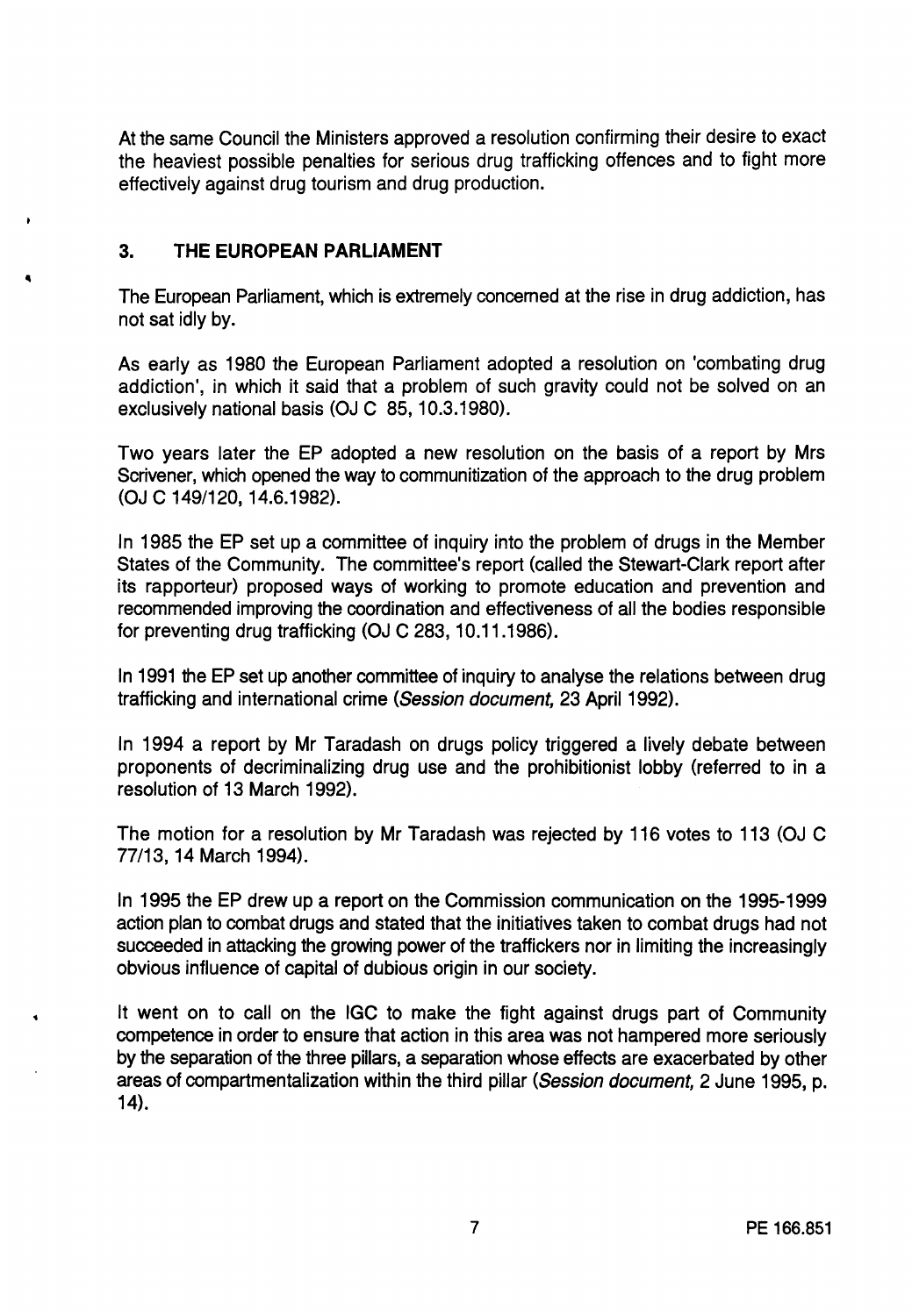At the same Council the Ministers approved a resolution confirming their desire to exact the heaviest possible penalties for serious drug trafficking offences and to fight more effectively against drug tourism and drug production.

## 3. THE EUROPEAN PARLIAMENT

The European Parliament, which is extremely concerned at the rise in drug addiction, has not sat idly by.

As early as 1980 the European Parliament adopted a resolution on 'combating drug addiction', in which it said that a problem of such gravity could not be solved on an exclusively national basis (OJ C 85, 10.3.1980).

Two years later the EP adopted a new resolution on the basis of a report by Mrs Scrivener, which opened the way to communitization of the approach to the drug problem (OJ C 149/120, 14.6.1982).

In 1985 the EP set up a committee of inquiry into the problem of drugs in the Member States of the Community. The committee's report (called the Stewart-Clark report after its rapporteur) proposed ways of working to promote education and prevention and recommended improving the coordination and effectiveness of all the bodies responsible for preventing drug trafficking (OJ C 283, 10.11.1986).

In 1991 the EP set up another committee of inquiry to analyse the relations between drug trafficking and international crime (*Session document,* 23 April 1992).

In 1994 a report by Mr Taradash on drugs policy triggered a lively debate between proponents of decriminalizing drug use and the prohibitionist lobby (referred to in a resolution of 13 March 1992).

The motion for a resolution by Mr Taradash was rejected by 116 votes to 113 (OJ C 77/13, 14 March 1994).

In 1995 the EP drew up a report on the Commission communication on the 1995-1999 action plan to combat drugs and stated that the initiatives taken to combat drugs had not succeeded in attacking the growing power of the traffickers nor in limiting the increasingly obvious influence of capital of dubious origin in our society.

It went on to call on the IGC to make the fight against drugs part of Community competence in order to ensure that action in this area was not hampered more seriously by the separation of the three pillars, a separation whose effects are exacerbated by other areas of compartmentalization within the third pillar (*Session document,* 2 June 1995, p. 14).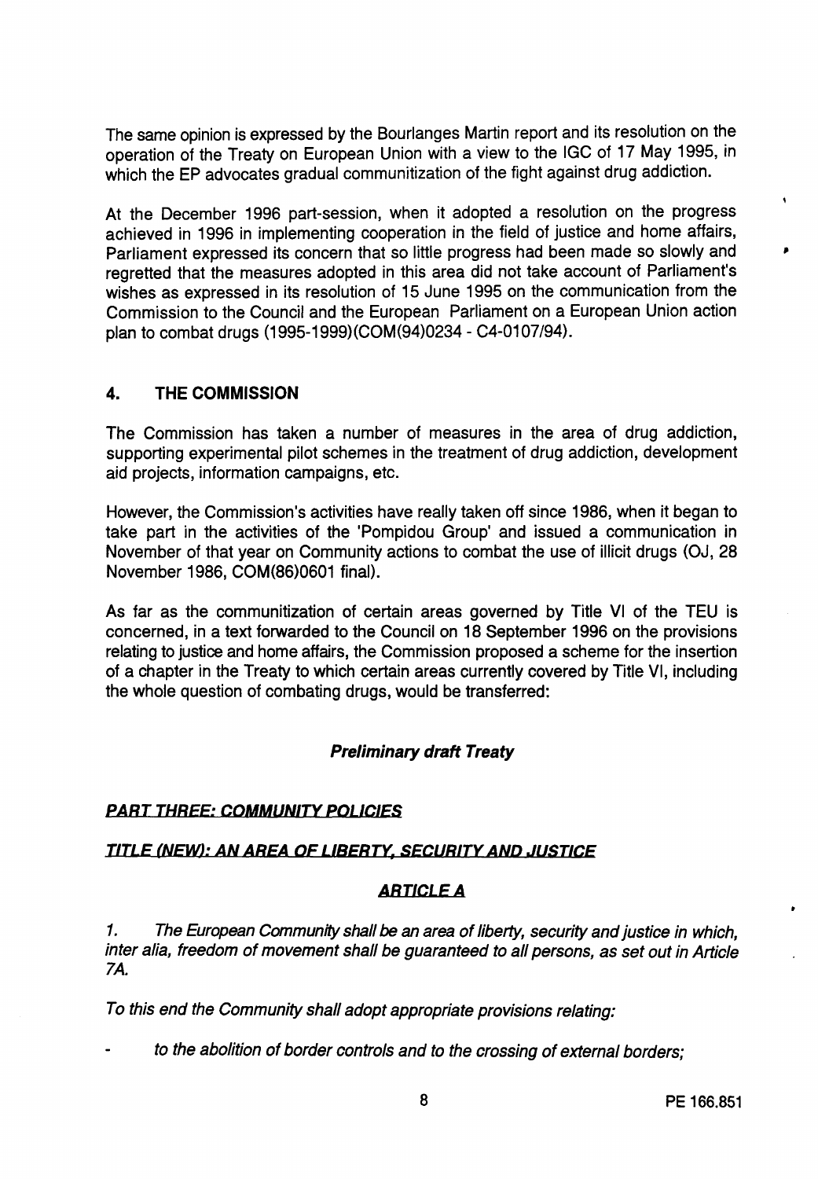The same opinion is expressed by the Bourlanges Martin report and its resolution on the operation of the Treaty on European Union with a view to the IGC of 17 May 1995, in which the EP advocates gradual communitization of the fight against drug addiction.

At the December 1996 part-session, when it adopted a resolution on the progress achieved in 1996 in implementing cooperation in the field of justice and home affairs, Parliament expressed its concern that so little progress had been made so slowly and regretted that the measures adopted in this area did not take account of Parliament's wishes as expressed in its resolution of 15 June 1995 on the communication from the Commission to the Council and the European Parliament on a European Union action plan to combat drugs (1995-1999)(COM(94)0234 - C4-0107/94).

## 4. THE COMMISSION

The Commission has taken a number of measures in the area of drug addiction, supporting experimental pilot schemes in the treatment of drug addiction, development aid projects, information campaigns, etc.

However, the Commission's activities have really taken off since 1986, when it began to take part in the activities of the 'Pompidou Group' and issued a communication in November of that year on Community actions to combat the use of illicit drugs (OJ, 28 November 1986, COM(86)0601 final).

As far as the communitization of certain areas governed by Title VI of the TEU is concerned, in a text forwarded to the Council on 18 September 1996 on the provisions relating to justice and home affairs, the Commission proposed a scheme for the insertion of a chapter in the Treaty to which certain areas currently covered by Title VI, including the whole question of combating drugs, would be transferred:

***Preliminary draft Treaty***

***PART THREE: COMMUNITY POLICIES***

***TITLE (NEW): AN AREA OF LIBERTY, SECURITY AND JUSTICE***

***ARTICLE A***

*1. The European Community shall be an area of liberty, security and justice in which, inter alia, freedom of movement shall be guaranteed to all persons, as set out in Article 7A.*

*To this end the Community shall adopt appropriate provisions relating:*

- *to the abolition of border controls and to the crossing of external borders;*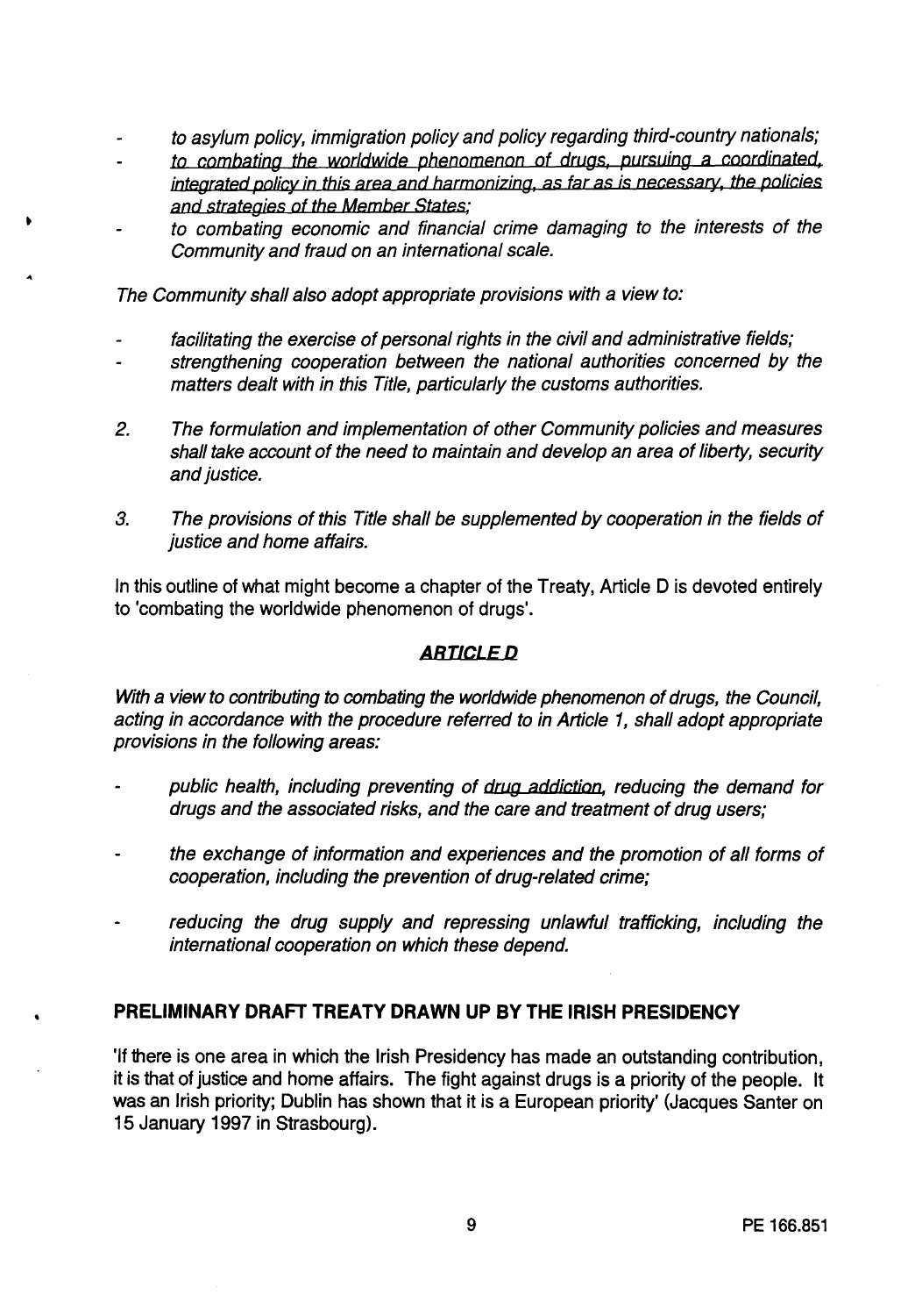- *to asylum policy, immigration policy and policy regarding third-country nationals;*
- *to combating the worldwide phenomenon of drugs, pursuing a coordinated, integrated policy in this area and harmonizing, as far as is necessary, the policies and strategies of the Member States;*
- *to combating economic and financial crime damaging to the interests of the Community and fraud on an international scale.*

*The Community shall also adopt appropriate provisions with a view to:*

- *facilitating the exercise of personal rights in the civil and administrative fields;*
- *strengthening cooperation between the national authorities concerned by the matters dealt with in this Title, particularly the customs authorities.*

2. *The formulation and implementation of other Community policies and measures shall take account of the need to maintain and develop an area of liberty, security and justice.*

3. *The provisions of this Title shall be supplemented by cooperation in the fields of justice and home affairs.*

In this outline of what might become a chapter of the Treaty, Article D is devoted entirely to 'combating the worldwide phenomenon of drugs'.

## ***ARTICLE D***

*With a view to contributing to combating the worldwide phenomenon of drugs, the Council, acting in accordance with the procedure referred to in Article 1, shall adopt appropriate provisions in the following areas:*

- *public health, including preventing of drug addiction, reducing the demand for drugs and the associated risks, and the care and treatment of drug users;*

- *the exchange of information and experiences and the promotion of all forms of cooperation, including the prevention of drug-related crime;*

- *reducing the drug supply and repressing unlawful trafficking, including the international cooperation on which these depend.*

## **PRELIMINARY DRAFT TREATY DRAWN UP BY THE IRISH PRESIDENCY**

'If there is one area in which the Irish Presidency has made an outstanding contribution, it is that of justice and home affairs. The fight against drugs is a priority of the people. It was an Irish priority; Dublin has shown that it is a European priority' (Jacques Santer on 15 January 1997 in Strasbourg).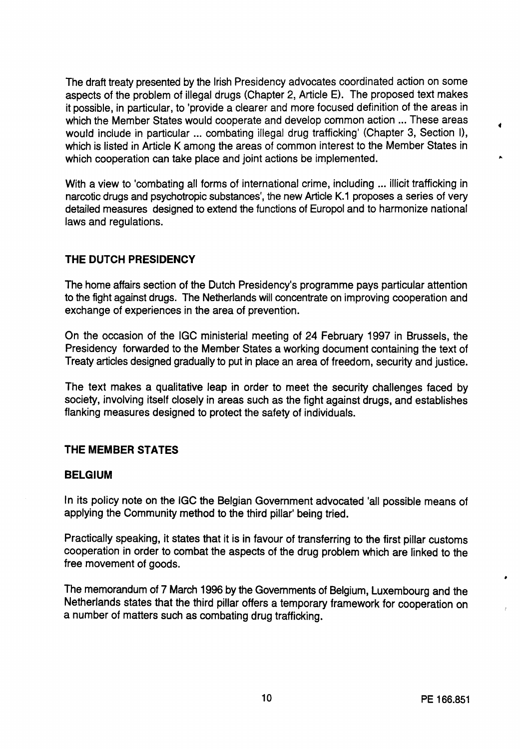The draft treaty presented by the Irish Presidency advocates coordinated action on some aspects of the problem of illegal drugs (Chapter 2, Article E). The proposed text makes it possible, in particular, to 'provide a clearer and more focused definition of the areas in which the Member States would cooperate and develop common action ... These areas would include in particular ... combating illegal drug trafficking' (Chapter 3, Section I), which is listed in Article K among the areas of common interest to the Member States in which cooperation can take place and joint actions be implemented.

With a view to 'combating all forms of international crime, including ... illicit trafficking in narcotic drugs and psychotropic substances', the new Article K.1 proposes a series of very detailed measures designed to extend the functions of Europol and to harmonize national laws and regulations.

## THE DUTCH PRESIDENCY

The home affairs section of the Dutch Presidency's programme pays particular attention to the fight against drugs. The Netherlands will concentrate on improving cooperation and exchange of experiences in the area of prevention.

On the occasion of the IGC ministerial meeting of 24 February 1997 in Brussels, the Presidency forwarded to the Member States a working document containing the text of Treaty articles designed gradually to put in place an area of freedom, security and justice.

The text makes a qualitative leap in order to meet the security challenges faced by society, involving itself closely in areas such as the fight against drugs, and establishes flanking measures designed to protect the safety of individuals.

## THE MEMBER STATES

### BELGIUM

In its policy note on the IGC the Belgian Government advocated 'all possible means of applying the Community method to the third pillar' being tried.

Practically speaking, it states that it is in favour of transferring to the first pillar customs cooperation in order to combat the aspects of the drug problem which are linked to the free movement of goods.

The memorandum of 7 March 1996 by the Governments of Belgium, Luxembourg and the Netherlands states that the third pillar offers a temporary framework for cooperation on a number of matters such as combating drug trafficking.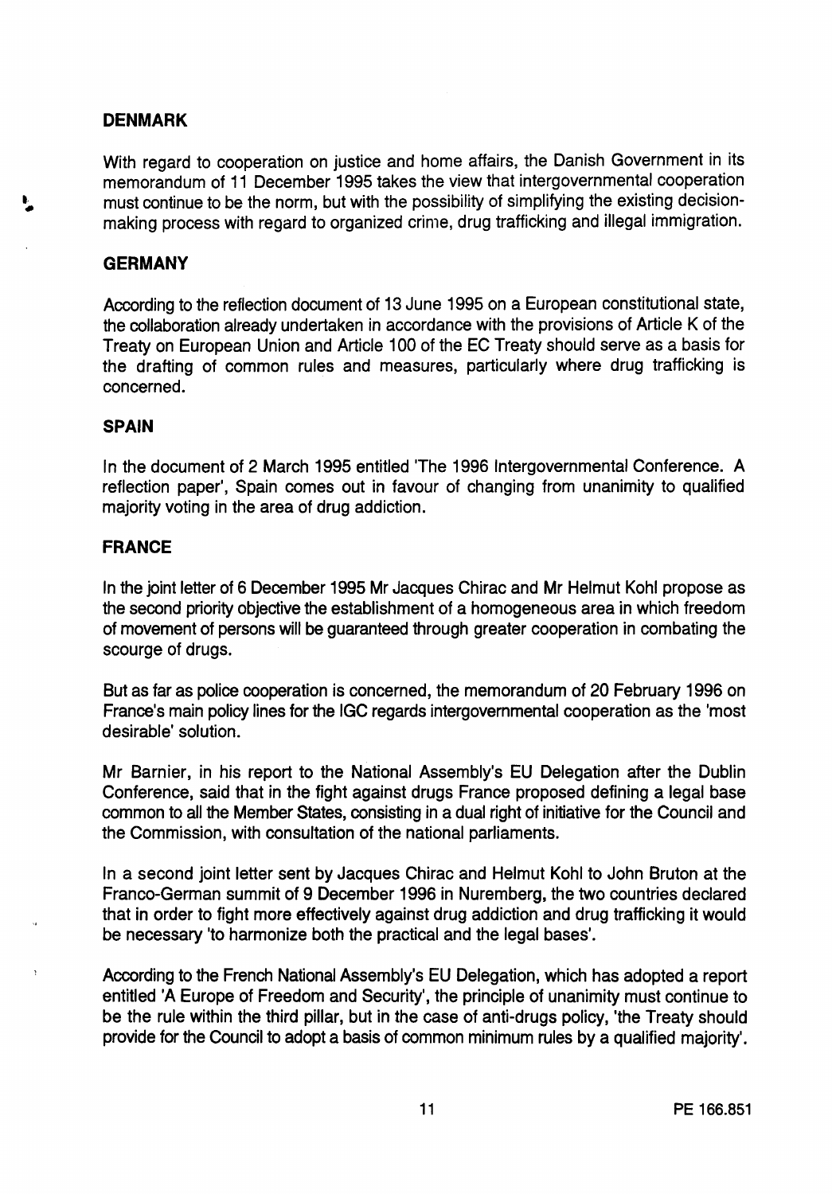## DENMARK

With regard to cooperation on justice and home affairs, the Danish Government in its memorandum of 11 December 1995 takes the view that intergovernmental cooperation must continue to be the norm, but with the possibility of simplifying the existing decision-making process with regard to organized crime, drug trafficking and illegal immigration.

## GERMANY

According to the reflection document of 13 June 1995 on a European constitutional state, the collaboration already undertaken in accordance with the provisions of Article K of the Treaty on European Union and Article 100 of the EC Treaty should serve as a basis for the drafting of common rules and measures, particularly where drug trafficking is concerned.

## SPAIN

In the document of 2 March 1995 entitled 'The 1996 Intergovernmental Conference. A reflection paper', Spain comes out in favour of changing from unanimity to qualified majority voting in the area of drug addiction.

## FRANCE

In the joint letter of 6 December 1995 Mr Jacques Chirac and Mr Helmut Kohl propose as the second priority objective the establishment of a homogeneous area in which freedom of movement of persons will be guaranteed through greater cooperation in combating the scourge of drugs.

But as far as police cooperation is concerned, the memorandum of 20 February 1996 on France's main policy lines for the IGC regards intergovernmental cooperation as the 'most desirable' solution.

Mr Barnier, in his report to the National Assembly's EU Delegation after the Dublin Conference, said that in the fight against drugs France proposed defining a legal base common to all the Member States, consisting in a dual right of initiative for the Council and the Commission, with consultation of the national parliaments.

In a second joint letter sent by Jacques Chirac and Helmut Kohl to John Bruton at the Franco-German summit of 9 December 1996 in Nuremberg, the two countries declared that in order to fight more effectively against drug addiction and drug trafficking it would be necessary 'to harmonize both the practical and the legal bases'.

According to the French National Assembly's EU Delegation, which has adopted a report entitled 'A Europe of Freedom and Security', the principle of unanimity must continue to be the rule within the third pillar, but in the case of anti-drugs policy, 'the Treaty should provide for the Council to adopt a basis of common minimum rules by a qualified majority'.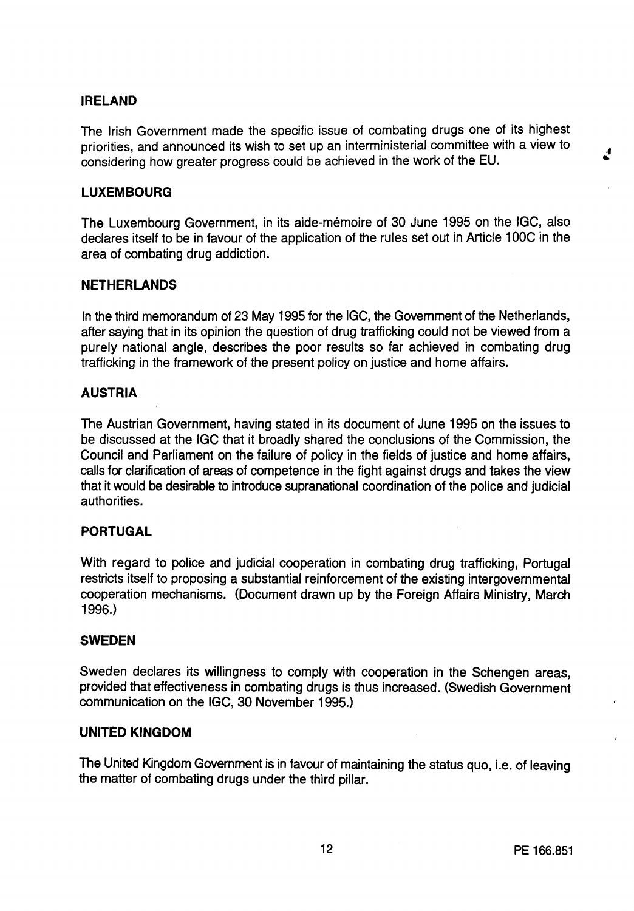## IRELAND

The Irish Government made the specific issue of combating drugs one of its highest priorities, and announced its wish to set up an interministerial committee with a view to considering how greater progress could be achieved in the work of the EU.

## LUXEMBOURG

The Luxembourg Government, in its aide-mémoire of 30 June 1995 on the IGC, also declares itself to be in favour of the application of the rules set out in Article 100C in the area of combating drug addiction.

## NETHERLANDS

In the third memorandum of 23 May 1995 for the IGC, the Government of the Netherlands, after saying that in its opinion the question of drug trafficking could not be viewed from a purely national angle, describes the poor results so far achieved in combating drug trafficking in the framework of the present policy on justice and home affairs.

## AUSTRIA

The Austrian Government, having stated in its document of June 1995 on the issues to be discussed at the IGC that it broadly shared the conclusions of the Commission, the Council and Parliament on the failure of policy in the fields of justice and home affairs, calls for clarification of areas of competence in the fight against drugs and takes the view that it would be desirable to introduce supranational coordination of the police and judicial authorities.

## PORTUGAL

With regard to police and judicial cooperation in combating drug trafficking, Portugal restricts itself to proposing a substantial reinforcement of the existing intergovernmental cooperation mechanisms. (Document drawn up by the Foreign Affairs Ministry, March 1996.)

## SWEDEN

Sweden declares its willingness to comply with cooperation in the Schengen areas, provided that effectiveness in combating drugs is thus increased. (Swedish Government communication on the IGC, 30 November 1995.)

## UNITED KINGDOM

The United Kingdom Government is in favour of maintaining the status quo, i.e. of leaving the matter of combating drugs under the third pillar.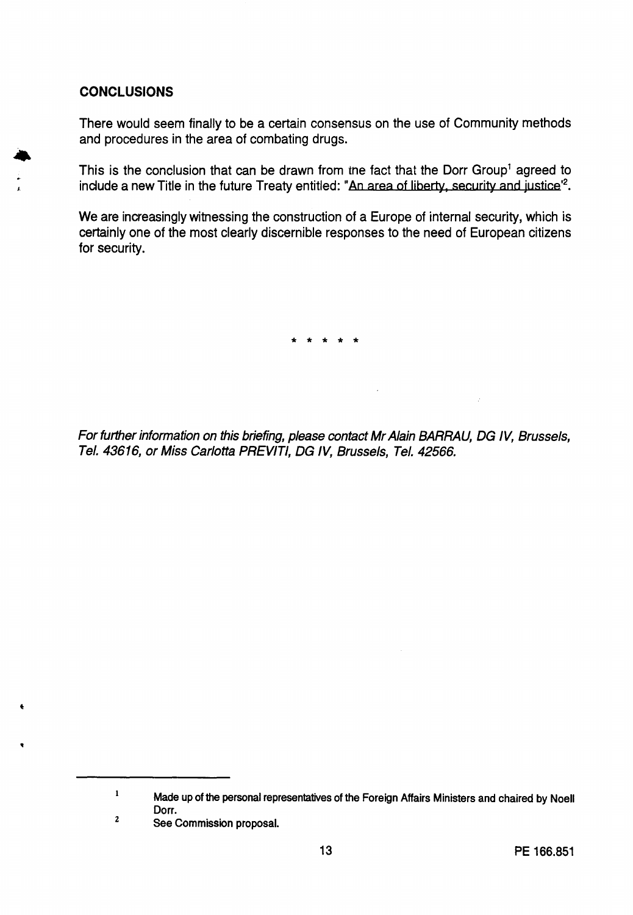## CONCLUSIONS

There would seem finally to be a certain consensus on the use of Community methods and procedures in the area of combating drugs.

This is the conclusion that can be drawn from the fact that the Dorr Group[1] agreed to include a new Title in the future Treaty entitled: "An area of liberty, security and justice'[2].

We are increasingly witnessing the construction of a Europe of internal security, which is certainly one of the most clearly discernible responses to the need of European citizens for security.

\* \* \* \* \*

*For further information on this briefing, please contact Mr Alain BARRAU, DG IV, Brussels, Tel. 43616, or Miss Carlotta PREVITI, DG IV, Brussels, Tel. 42566.*

---

1 Made up of the personal representatives of the Foreign Affairs Ministers and chaired by Noell Dorr.

2 See Commission proposal.